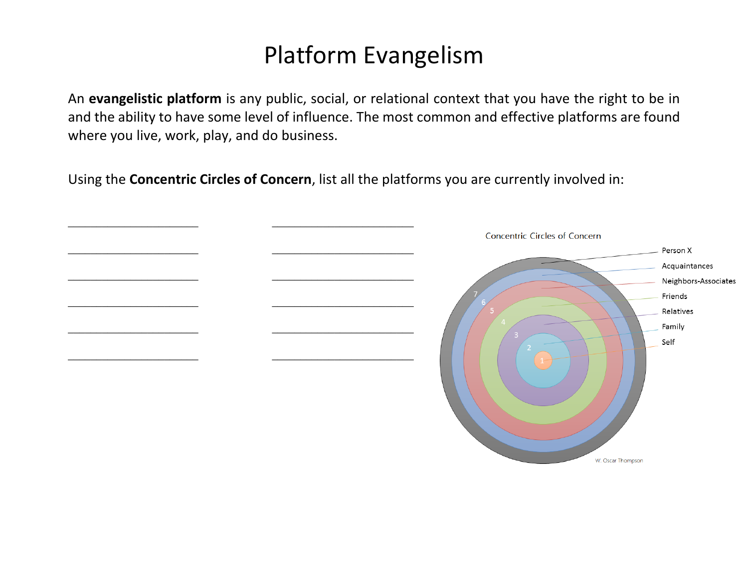# Platform Evangelism

An **evangelistic platform** is any public, social, or relational context that you have the right to be in and the ability to have some level of influence. The most common and effective platforms are found where you live, work, play, and do business.

Using the **Concentric Circles of Concern**, list all the platforms you are currently involved in:

________________________ ________________________

________________________ ________________________

________________________ ________________________

________________________ ________________________

________________________ ________________________

________________________ ________________________

Concentric Circles of Concern

1. Self
2. Family
3. Relatives
4. Friends
5. Neighbors-Associates
6. Acquaintances
7. Person X

W. Oscar Thompson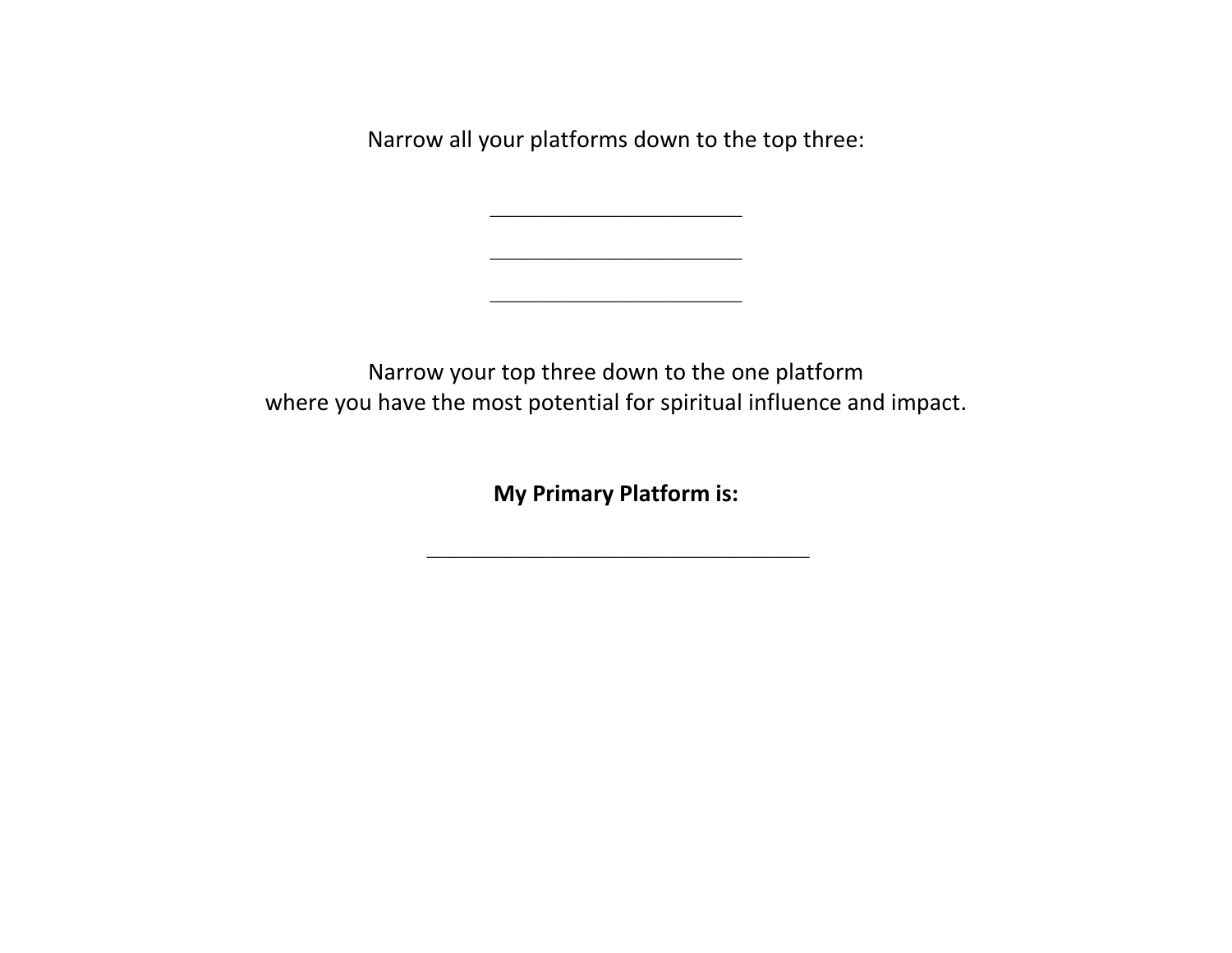Narrow all your platforms down to the top three:

______________________

______________________

______________________

Narrow your top three down to the one platform
where you have the most potential for spiritual influence and impact.

**My Primary Platform is:**

_________________________________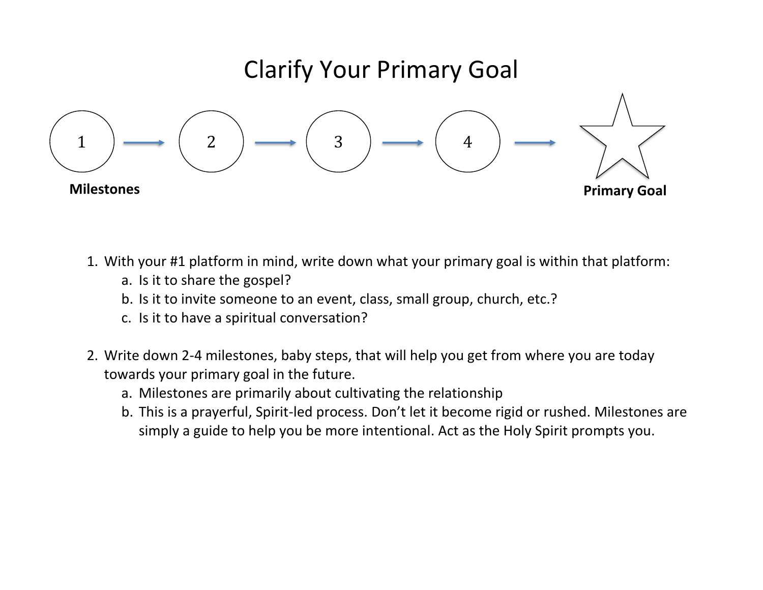# Clarify Your Primary Goal

1 2 3 4

Milestones

Primary Goal

1. With your #1 platform in mind, write down what your primary goal is within that platform:
   a. Is it to share the gospel?
   b. Is it to invite someone to an event, class, small group, church, etc.?
   c. Is it to have a spiritual conversation?

2. Write down 2-4 milestones, baby steps, that will help you get from where you are today towards your primary goal in the future.
   a. Milestones are primarily about cultivating the relationship
   b. This is a prayerful, Spirit-led process. Don't let it become rigid or rushed. Milestones are simply a guide to help you be more intentional. Act as the Holy Spirit prompts you.